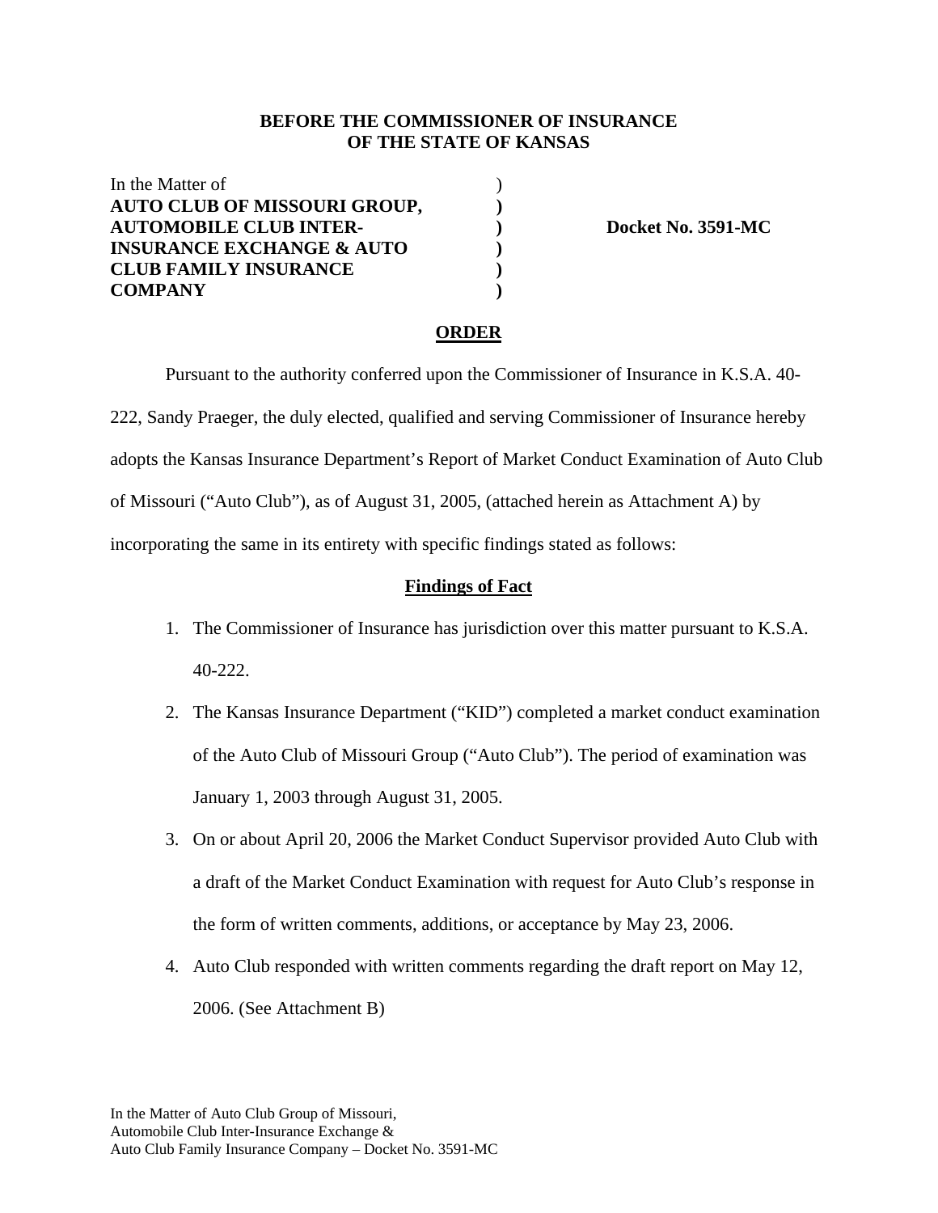**BEFORE THE COMMISSIONER OF INSURANCE**
**OF THE STATE OF KANSAS**

| | | |
|---|---|---|
| In the Matter of | ) | |
| **AUTO CLUB OF MISSOURI GROUP,** | **)** | |
| **AUTOMOBILE CLUB INTER-** | **)** | **Docket No. 3591-MC** |
| **INSURANCE EXCHANGE & AUTO** | **)** | |
| **CLUB FAMILY INSURANCE** | **)** | |
| **COMPANY** | **)** | |

**ORDER**

Pursuant to the authority conferred upon the Commissioner of Insurance in K.S.A. 40-222, Sandy Praeger, the duly elected, qualified and serving Commissioner of Insurance hereby adopts the Kansas Insurance Department's Report of Market Conduct Examination of Auto Club of Missouri ("Auto Club"), as of August 31, 2005, (attached herein as Attachment A) by incorporating the same in its entirety with specific findings stated as follows:

**Findings of Fact**

1. The Commissioner of Insurance has jurisdiction over this matter pursuant to K.S.A. 40-222.
2. The Kansas Insurance Department ("KID") completed a market conduct examination of the Auto Club of Missouri Group ("Auto Club"). The period of examination was January 1, 2003 through August 31, 2005.
3. On or about April 20, 2006 the Market Conduct Supervisor provided Auto Club with a draft of the Market Conduct Examination with request for Auto Club's response in the form of written comments, additions, or acceptance by May 23, 2006.
4. Auto Club responded with written comments regarding the draft report on May 12, 2006. (See Attachment B)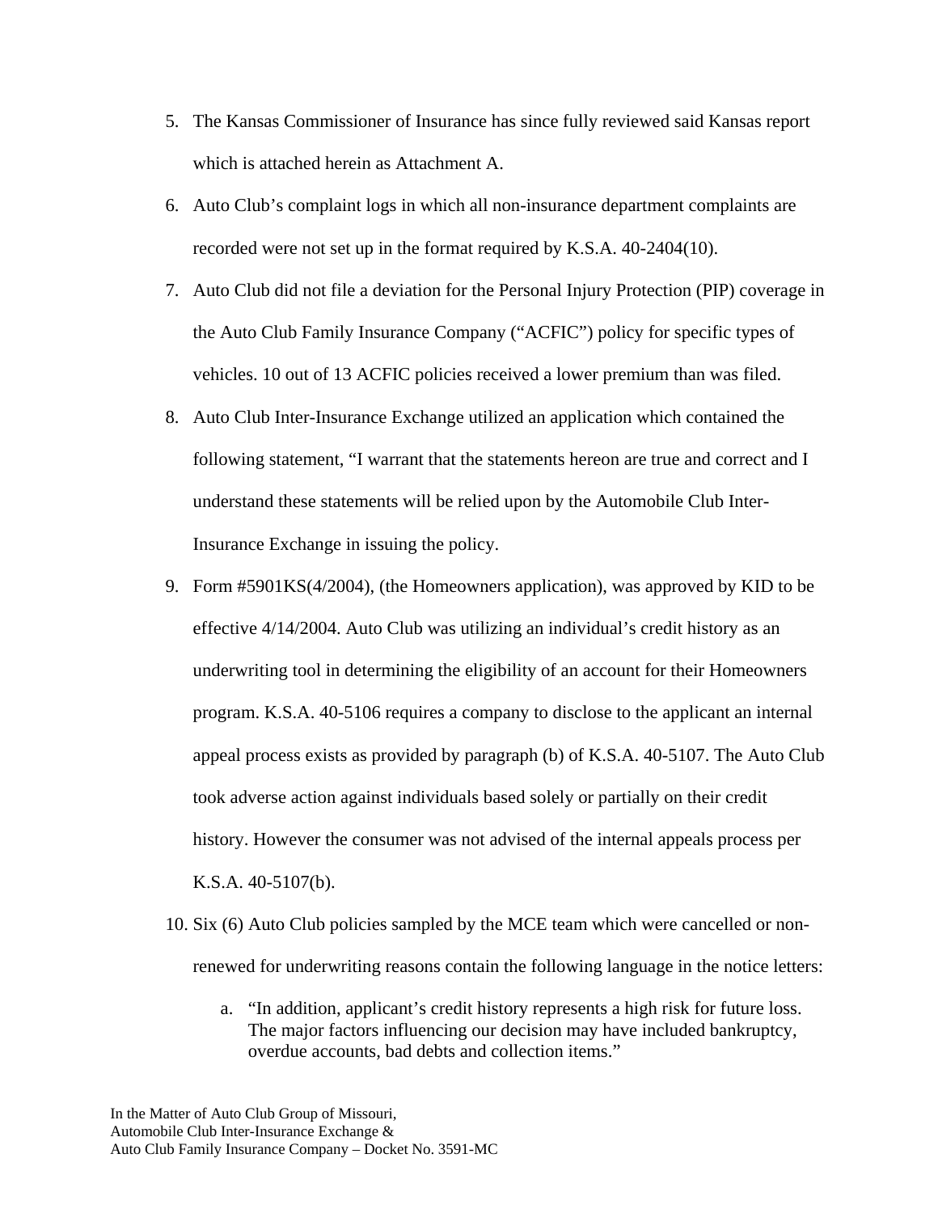5. The Kansas Commissioner of Insurance has since fully reviewed said Kansas report which is attached herein as Attachment A.

6. Auto Club's complaint logs in which all non-insurance department complaints are recorded were not set up in the format required by K.S.A. 40-2404(10).

7. Auto Club did not file a deviation for the Personal Injury Protection (PIP) coverage in the Auto Club Family Insurance Company ("ACFIC") policy for specific types of vehicles. 10 out of 13 ACFIC policies received a lower premium than was filed.

8. Auto Club Inter-Insurance Exchange utilized an application which contained the following statement, "I warrant that the statements hereon are true and correct and I understand these statements will be relied upon by the Automobile Club Inter-Insurance Exchange in issuing the policy.

9. Form #5901KS(4/2004), (the Homeowners application), was approved by KID to be effective 4/14/2004. Auto Club was utilizing an individual's credit history as an underwriting tool in determining the eligibility of an account for their Homeowners program. K.S.A. 40-5106 requires a company to disclose to the applicant an internal appeal process exists as provided by paragraph (b) of K.S.A. 40-5107. The Auto Club took adverse action against individuals based solely or partially on their credit history. However the consumer was not advised of the internal appeals process per K.S.A. 40-5107(b).

10. Six (6) Auto Club policies sampled by the MCE team which were cancelled or non-renewed for underwriting reasons contain the following language in the notice letters:

    a. "In addition, applicant's credit history represents a high risk for future loss. The major factors influencing our decision may have included bankruptcy, overdue accounts, bad debts and collection items."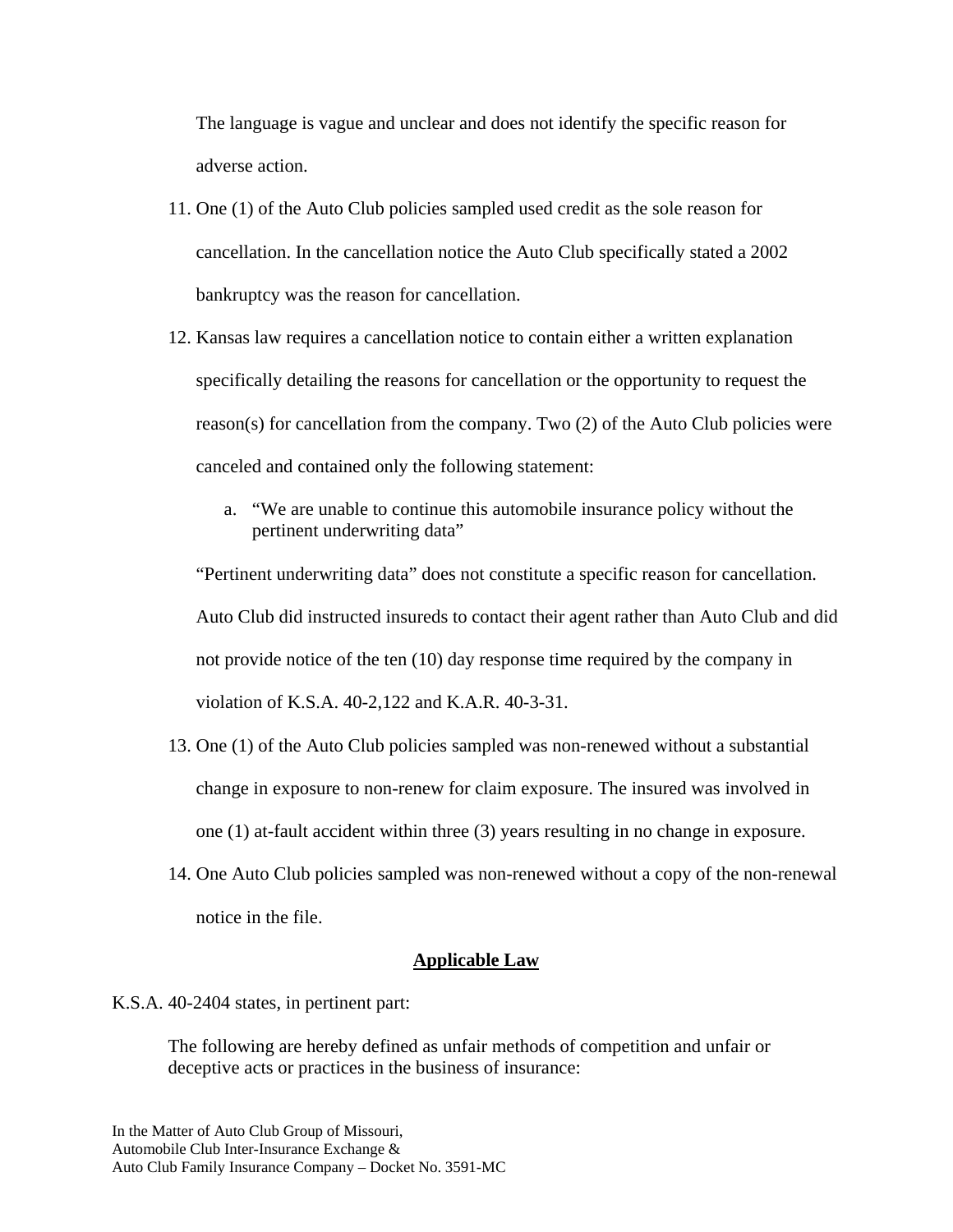The language is vague and unclear and does not identify the specific reason for adverse action.

11. One (1) of the Auto Club policies sampled used credit as the sole reason for cancellation. In the cancellation notice the Auto Club specifically stated a 2002 bankruptcy was the reason for cancellation.

12. Kansas law requires a cancellation notice to contain either a written explanation specifically detailing the reasons for cancellation or the opportunity to request the reason(s) for cancellation from the company. Two (2) of the Auto Club policies were canceled and contained only the following statement:

    a. "We are unable to continue this automobile insurance policy without the pertinent underwriting data"

    "Pertinent underwriting data" does not constitute a specific reason for cancellation. Auto Club did instructed insureds to contact their agent rather than Auto Club and did not provide notice of the ten (10) day response time required by the company in violation of K.S.A. 40-2,122 and K.A.R. 40-3-31.

13. One (1) of the Auto Club policies sampled was non-renewed without a substantial change in exposure to non-renew for claim exposure. The insured was involved in one (1) at-fault accident within three (3) years resulting in no change in exposure.

14. One Auto Club policies sampled was non-renewed without a copy of the non-renewal notice in the file.

## Applicable Law

K.S.A. 40-2404 states, in pertinent part:

> The following are hereby defined as unfair methods of competition and unfair or deceptive acts or practices in the business of insurance: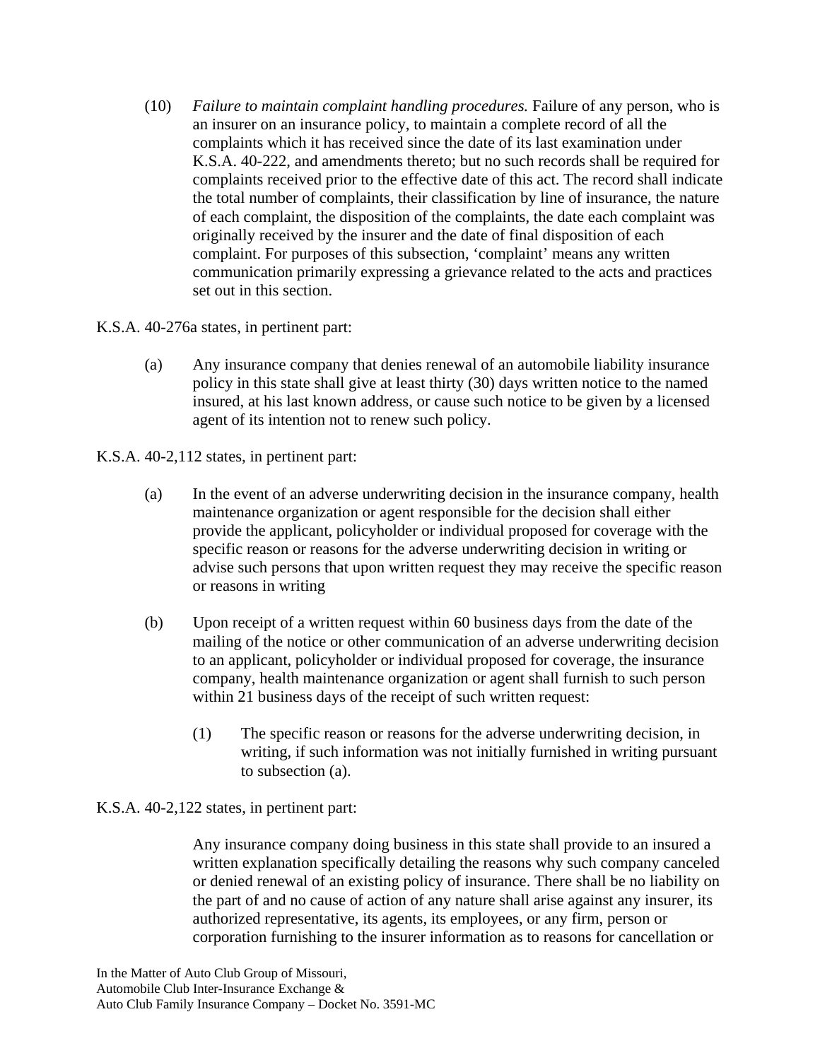(10) *Failure to maintain complaint handling procedures.* Failure of any person, who is an insurer on an insurance policy, to maintain a complete record of all the complaints which it has received since the date of its last examination under K.S.A. 40-222, and amendments thereto; but no such records shall be required for complaints received prior to the effective date of this act. The record shall indicate the total number of complaints, their classification by line of insurance, the nature of each complaint, the disposition of the complaints, the date each complaint was originally received by the insurer and the date of final disposition of each complaint. For purposes of this subsection, 'complaint' means any written communication primarily expressing a grievance related to the acts and practices set out in this section.

K.S.A. 40-276a states, in pertinent part:

(a) Any insurance company that denies renewal of an automobile liability insurance policy in this state shall give at least thirty (30) days written notice to the named insured, at his last known address, or cause such notice to be given by a licensed agent of its intention not to renew such policy.

K.S.A. 40-2,112 states, in pertinent part:

(a) In the event of an adverse underwriting decision in the insurance company, health maintenance organization or agent responsible for the decision shall either provide the applicant, policyholder or individual proposed for coverage with the specific reason or reasons for the adverse underwriting decision in writing or advise such persons that upon written request they may receive the specific reason or reasons in writing

(b) Upon receipt of a written request within 60 business days from the date of the mailing of the notice or other communication of an adverse underwriting decision to an applicant, policyholder or individual proposed for coverage, the insurance company, health maintenance organization or agent shall furnish to such person within 21 business days of the receipt of such written request:

(1) The specific reason or reasons for the adverse underwriting decision, in writing, if such information was not initially furnished in writing pursuant to subsection (a).

K.S.A. 40-2,122 states, in pertinent part:

Any insurance company doing business in this state shall provide to an insured a written explanation specifically detailing the reasons why such company canceled or denied renewal of an existing policy of insurance. There shall be no liability on the part of and no cause of action of any nature shall arise against any insurer, its authorized representative, its agents, its employees, or any firm, person or corporation furnishing to the insurer information as to reasons for cancellation or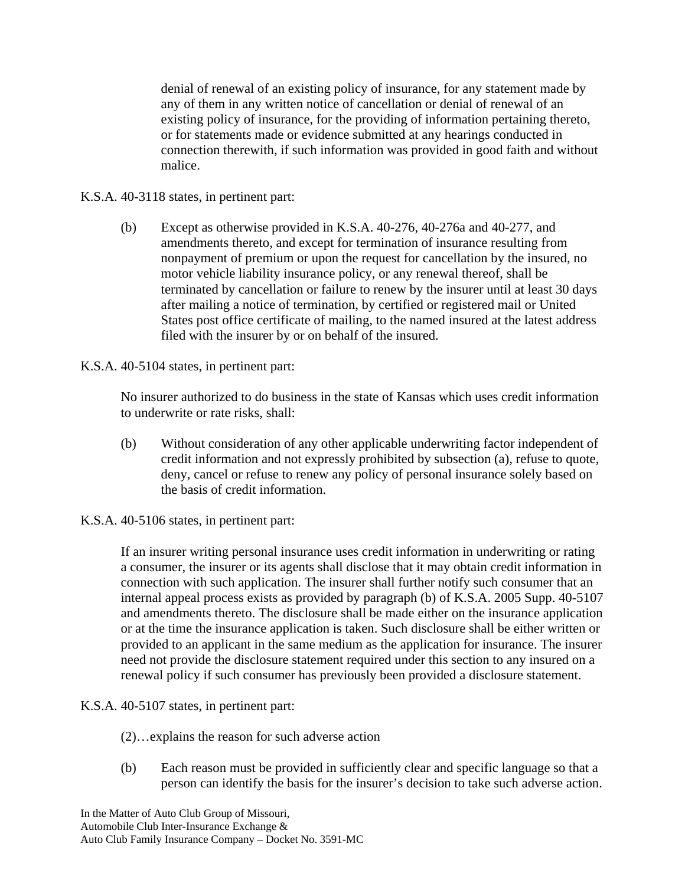denial of renewal of an existing policy of insurance, for any statement made by any of them in any written notice of cancellation or denial of renewal of an existing policy of insurance, for the providing of information pertaining thereto, or for statements made or evidence submitted at any hearings conducted in connection therewith, if such information was provided in good faith and without malice.

K.S.A. 40-3118 states, in pertinent part:

> (b) Except as otherwise provided in K.S.A. 40-276, 40-276a and 40-277, and amendments thereto, and except for termination of insurance resulting from nonpayment of premium or upon the request for cancellation by the insured, no motor vehicle liability insurance policy, or any renewal thereof, shall be terminated by cancellation or failure to renew by the insurer until at least 30 days after mailing a notice of termination, by certified or registered mail or United States post office certificate of mailing, to the named insured at the latest address filed with the insurer by or on behalf of the insured.

K.S.A. 40-5104 states, in pertinent part:

> No insurer authorized to do business in the state of Kansas which uses credit information to underwrite or rate risks, shall:
>
> (b) Without consideration of any other applicable underwriting factor independent of credit information and not expressly prohibited by subsection (a), refuse to quote, deny, cancel or refuse to renew any policy of personal insurance solely based on the basis of credit information.

K.S.A. 40-5106 states, in pertinent part:

> If an insurer writing personal insurance uses credit information in underwriting or rating a consumer, the insurer or its agents shall disclose that it may obtain credit information in connection with such application. The insurer shall further notify such consumer that an internal appeal process exists as provided by paragraph (b) of K.S.A. 2005 Supp. 40-5107 and amendments thereto. The disclosure shall be made either on the insurance application or at the time the insurance application is taken. Such disclosure shall be either written or provided to an applicant in the same medium as the application for insurance. The insurer need not provide the disclosure statement required under this section to any insured on a renewal policy if such consumer has previously been provided a disclosure statement.

K.S.A. 40-5107 states, in pertinent part:

> (2)…explains the reason for such adverse action
>
> (b) Each reason must be provided in sufficiently clear and specific language so that a person can identify the basis for the insurer's decision to take such adverse action.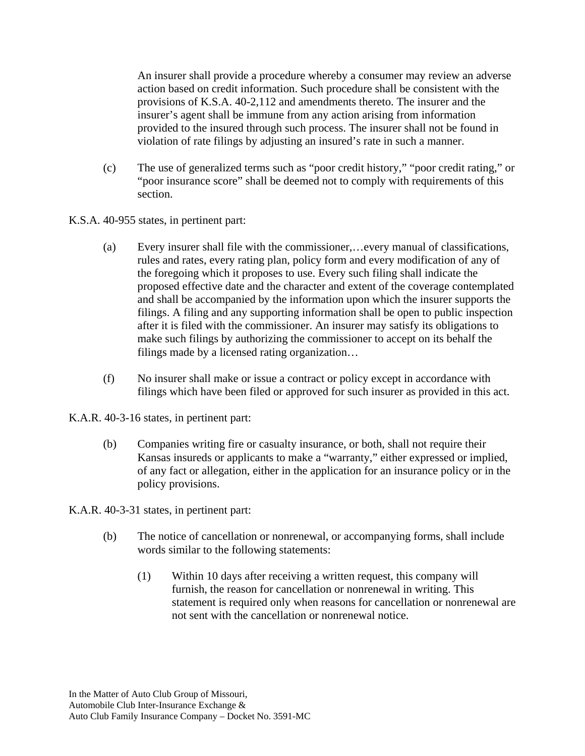An insurer shall provide a procedure whereby a consumer may review an adverse action based on credit information. Such procedure shall be consistent with the provisions of K.S.A. 40-2,112 and amendments thereto. The insurer and the insurer's agent shall be immune from any action arising from information provided to the insured through such process. The insurer shall not be found in violation of rate filings by adjusting an insured's rate in such a manner.

(c) The use of generalized terms such as "poor credit history," "poor credit rating," or "poor insurance score" shall be deemed not to comply with requirements of this section.

K.S.A. 40-955 states, in pertinent part:

(a) Every insurer shall file with the commissioner,…every manual of classifications, rules and rates, every rating plan, policy form and every modification of any of the foregoing which it proposes to use. Every such filing shall indicate the proposed effective date and the character and extent of the coverage contemplated and shall be accompanied by the information upon which the insurer supports the filings. A filing and any supporting information shall be open to public inspection after it is filed with the commissioner. An insurer may satisfy its obligations to make such filings by authorizing the commissioner to accept on its behalf the filings made by a licensed rating organization…

(f) No insurer shall make or issue a contract or policy except in accordance with filings which have been filed or approved for such insurer as provided in this act.

K.A.R. 40-3-16 states, in pertinent part:

(b) Companies writing fire or casualty insurance, or both, shall not require their Kansas insureds or applicants to make a "warranty," either expressed or implied, of any fact or allegation, either in the application for an insurance policy or in the policy provisions.

K.A.R. 40-3-31 states, in pertinent part:

(b) The notice of cancellation or nonrenewal, or accompanying forms, shall include words similar to the following statements:

(1) Within 10 days after receiving a written request, this company will furnish, the reason for cancellation or nonrenewal in writing. This statement is required only when reasons for cancellation or nonrenewal are not sent with the cancellation or nonrenewal notice.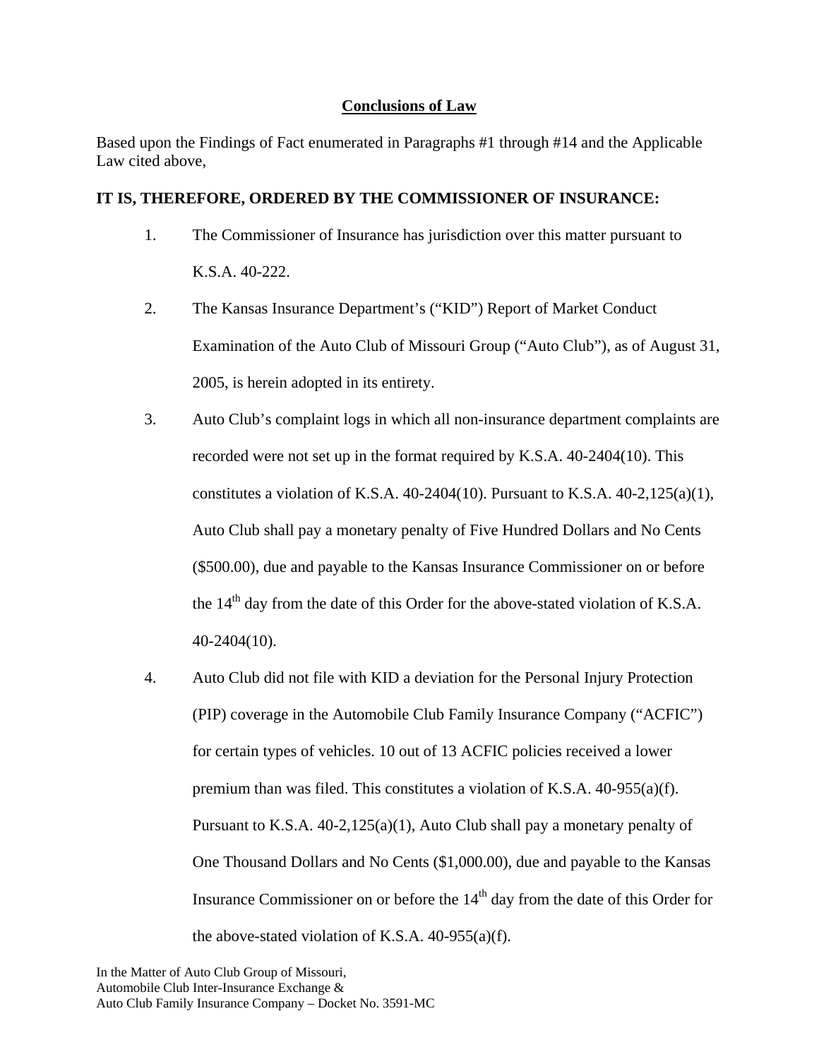## Conclusions of Law

Based upon the Findings of Fact enumerated in Paragraphs #1 through #14 and the Applicable Law cited above,

**IT IS, THEREFORE, ORDERED BY THE COMMISSIONER OF INSURANCE:**

1. The Commissioner of Insurance has jurisdiction over this matter pursuant to K.S.A. 40-222.

2. The Kansas Insurance Department's ("KID") Report of Market Conduct Examination of the Auto Club of Missouri Group ("Auto Club"), as of August 31, 2005, is herein adopted in its entirety.

3. Auto Club's complaint logs in which all non-insurance department complaints are recorded were not set up in the format required by K.S.A. 40-2404(10). This constitutes a violation of K.S.A. 40-2404(10). Pursuant to K.S.A. 40-2,125(a)(1), Auto Club shall pay a monetary penalty of Five Hundred Dollars and No Cents ($500.00), due and payable to the Kansas Insurance Commissioner on or before the 14th day from the date of this Order for the above-stated violation of K.S.A. 40-2404(10).

4. Auto Club did not file with KID a deviation for the Personal Injury Protection (PIP) coverage in the Automobile Club Family Insurance Company ("ACFIC") for certain types of vehicles. 10 out of 13 ACFIC policies received a lower premium than was filed. This constitutes a violation of K.S.A. 40-955(a)(f). Pursuant to K.S.A. 40-2,125(a)(1), Auto Club shall pay a monetary penalty of One Thousand Dollars and No Cents ($1,000.00), due and payable to the Kansas Insurance Commissioner on or before the 14th day from the date of this Order for the above-stated violation of K.S.A. 40-955(a)(f).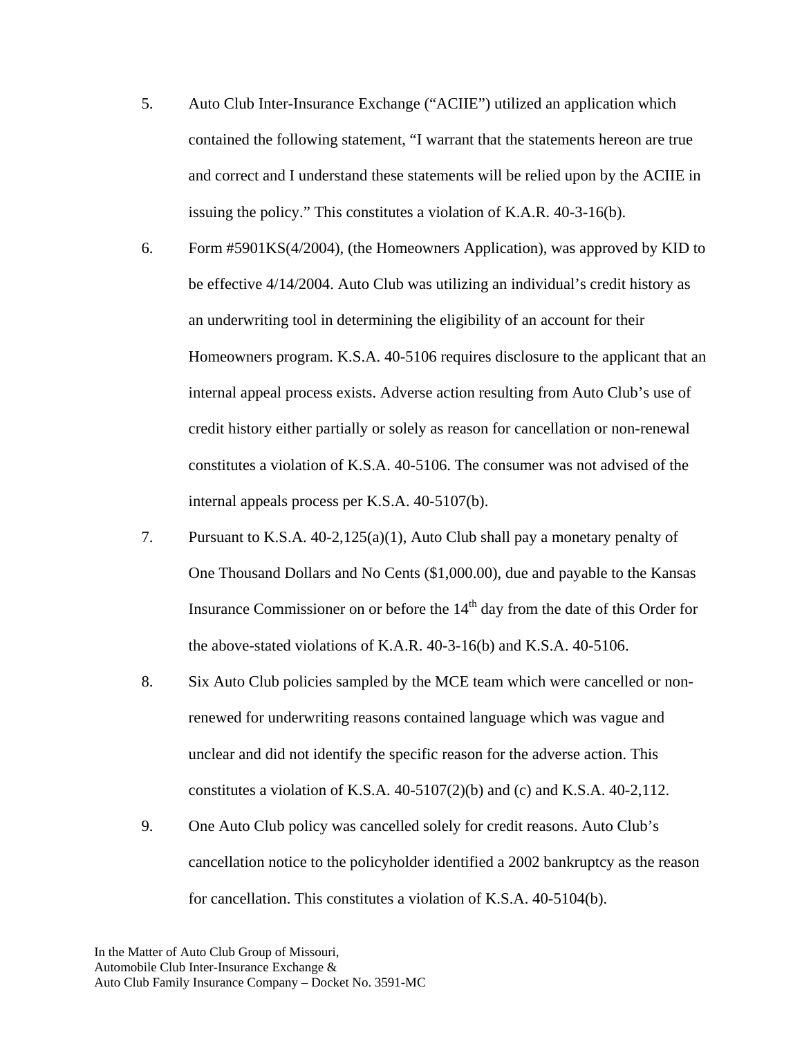5. Auto Club Inter-Insurance Exchange ("ACIIE") utilized an application which contained the following statement, "I warrant that the statements hereon are true and correct and I understand these statements will be relied upon by the ACIIE in issuing the policy." This constitutes a violation of K.A.R. 40-3-16(b).

6. Form #5901KS(4/2004), (the Homeowners Application), was approved by KID to be effective 4/14/2004. Auto Club was utilizing an individual's credit history as an underwriting tool in determining the eligibility of an account for their Homeowners program. K.S.A. 40-5106 requires disclosure to the applicant that an internal appeal process exists. Adverse action resulting from Auto Club's use of credit history either partially or solely as reason for cancellation or non-renewal constitutes a violation of K.S.A. 40-5106. The consumer was not advised of the internal appeals process per K.S.A. 40-5107(b).

7. Pursuant to K.S.A. 40-2,125(a)(1), Auto Club shall pay a monetary penalty of One Thousand Dollars and No Cents ($1,000.00), due and payable to the Kansas Insurance Commissioner on or before the 14th day from the date of this Order for the above-stated violations of K.A.R. 40-3-16(b) and K.S.A. 40-5106.

8. Six Auto Club policies sampled by the MCE team which were cancelled or non-renewed for underwriting reasons contained language which was vague and unclear and did not identify the specific reason for the adverse action. This constitutes a violation of K.S.A. 40-5107(2)(b) and (c) and K.S.A. 40-2,112.

9. One Auto Club policy was cancelled solely for credit reasons. Auto Club's cancellation notice to the policyholder identified a 2002 bankruptcy as the reason for cancellation. This constitutes a violation of K.S.A. 40-5104(b).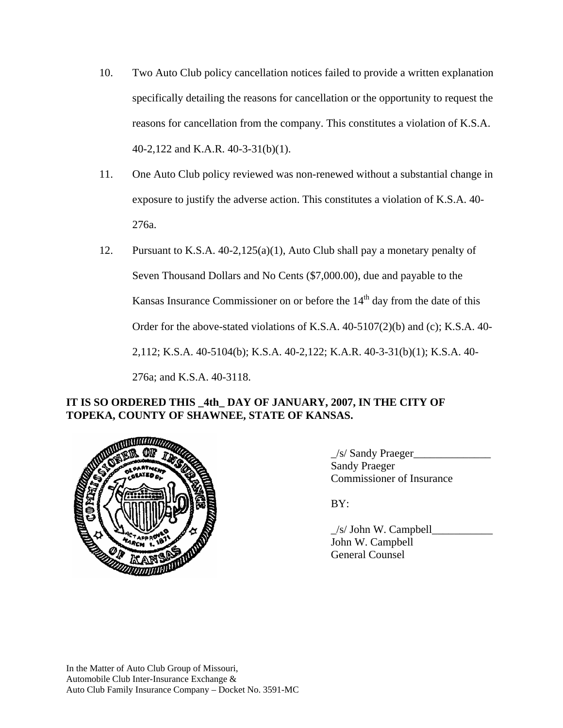10. Two Auto Club policy cancellation notices failed to provide a written explanation specifically detailing the reasons for cancellation or the opportunity to request the reasons for cancellation from the company. This constitutes a violation of K.S.A. 40-2,122 and K.A.R. 40-3-31(b)(1).

11. One Auto Club policy reviewed was non-renewed without a substantial change in exposure to justify the adverse action. This constitutes a violation of K.S.A. 40-276a.

12. Pursuant to K.S.A. 40-2,125(a)(1), Auto Club shall pay a monetary penalty of Seven Thousand Dollars and No Cents ($7,000.00), due and payable to the Kansas Insurance Commissioner on or before the 14th day from the date of this Order for the above-stated violations of K.S.A. 40-5107(2)(b) and (c); K.S.A. 40-2,112; K.S.A. 40-5104(b); K.S.A. 40-2,122; K.A.R. 40-3-31(b)(1); K.S.A. 40-276a; and K.S.A. 40-3118.

**IT IS SO ORDERED THIS _4th_ DAY OF JANUARY, 2007, IN THE CITY OF TOPEKA, COUNTY OF SHAWNEE, STATE OF KANSAS.**

_/s/ Sandy Praeger______________
Sandy Praeger
Commissioner of Insurance

BY:

_/s/ John W. Campbell___________
John W. Campbell
General Counsel

In the Matter of Auto Club Group of Missouri,
Automobile Club Inter-Insurance Exchange &
Auto Club Family Insurance Company – Docket No. 3591-MC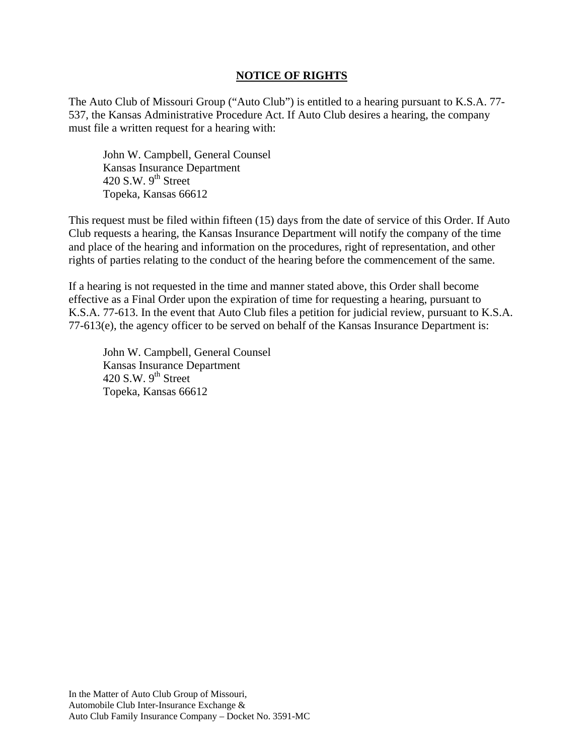## NOTICE OF RIGHTS

The Auto Club of Missouri Group ("Auto Club") is entitled to a hearing pursuant to K.S.A. 77-537, the Kansas Administrative Procedure Act. If Auto Club desires a hearing, the company must file a written request for a hearing with:

> John W. Campbell, General Counsel  
> Kansas Insurance Department  
> 420 S.W. 9th Street  
> Topeka, Kansas 66612

This request must be filed within fifteen (15) days from the date of service of this Order. If Auto Club requests a hearing, the Kansas Insurance Department will notify the company of the time and place of the hearing and information on the procedures, right of representation, and other rights of parties relating to the conduct of the hearing before the commencement of the same.

If a hearing is not requested in the time and manner stated above, this Order shall become effective as a Final Order upon the expiration of time for requesting a hearing, pursuant to K.S.A. 77-613. In the event that Auto Club files a petition for judicial review, pursuant to K.S.A. 77-613(e), the agency officer to be served on behalf of the Kansas Insurance Department is:

> John W. Campbell, General Counsel  
> Kansas Insurance Department  
> 420 S.W. 9th Street  
> Topeka, Kansas 66612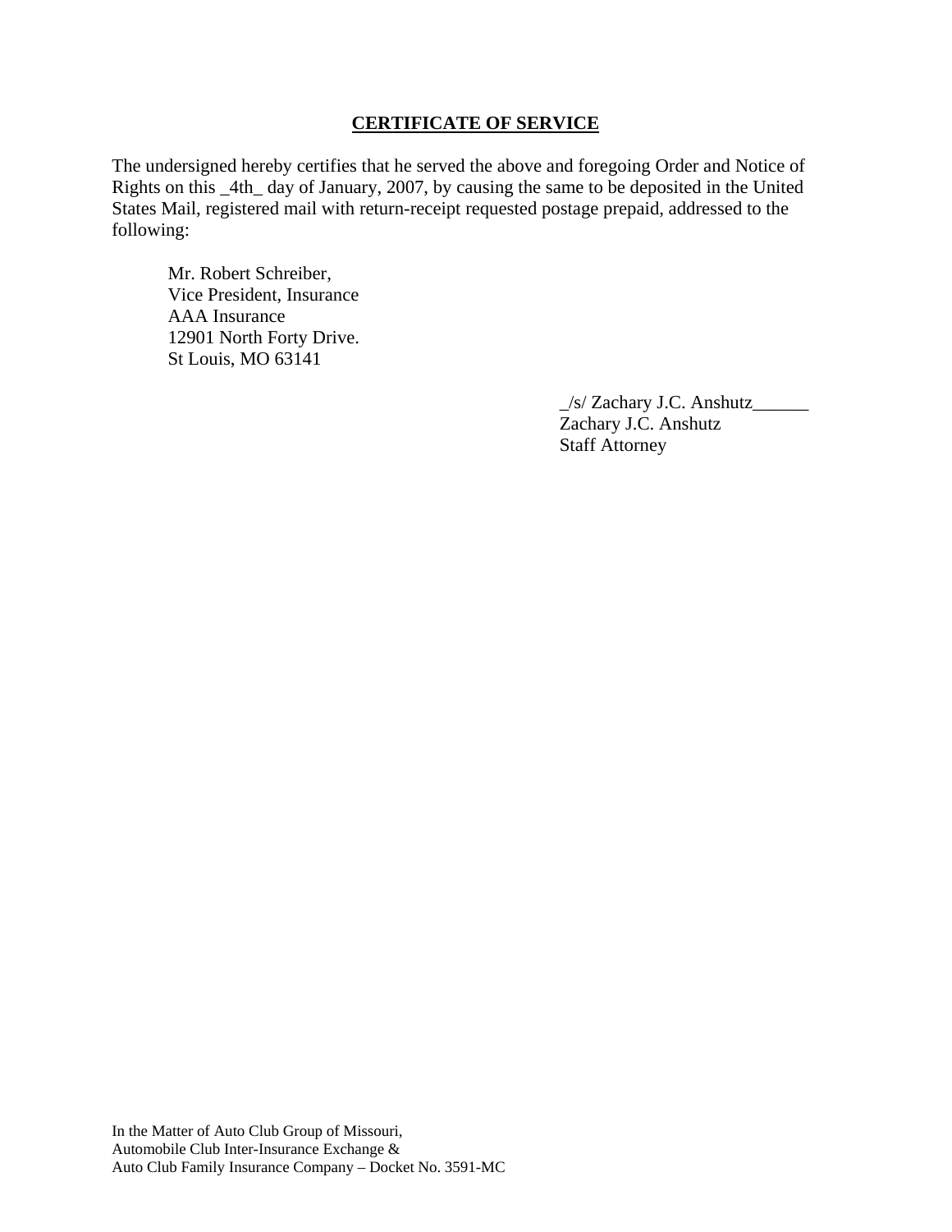**CERTIFICATE OF SERVICE**

The undersigned hereby certifies that he served the above and foregoing Order and Notice of Rights on this _4th_ day of January, 2007, by causing the same to be deposited in the United States Mail, registered mail with return-receipt requested postage prepaid, addressed to the following:

Mr. Robert Schreiber,
Vice President, Insurance
AAA Insurance
12901 North Forty Drive.
St Louis, MO 63141

_/s/ Zachary J.C. Anshutz______
Zachary J.C. Anshutz
Staff Attorney

In the Matter of Auto Club Group of Missouri,
Automobile Club Inter-Insurance Exchange &
Auto Club Family Insurance Company – Docket No. 3591-MC